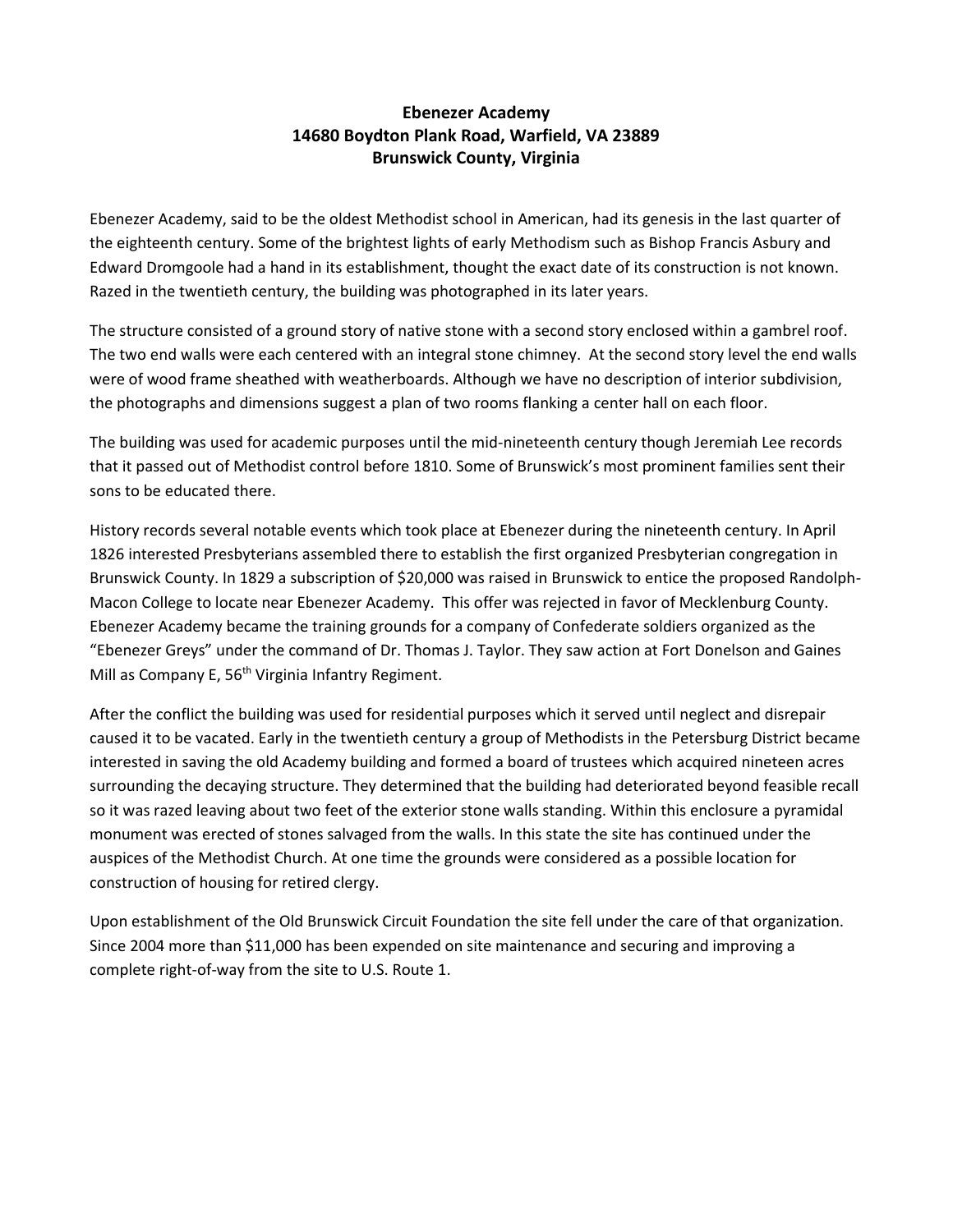**Ebenezer Academy**
**14680 Boydton Plank Road, Warfield, VA 23889**
**Brunswick County, Virginia**

Ebenezer Academy, said to be the oldest Methodist school in American, had its genesis in the last quarter of the eighteenth century. Some of the brightest lights of early Methodism such as Bishop Francis Asbury and Edward Dromgoole had a hand in its establishment, thought the exact date of its construction is not known. Razed in the twentieth century, the building was photographed in its later years.

The structure consisted of a ground story of native stone with a second story enclosed within a gambrel roof. The two end walls were each centered with an integral stone chimney. At the second story level the end walls were of wood frame sheathed with weatherboards. Although we have no description of interior subdivision, the photographs and dimensions suggest a plan of two rooms flanking a center hall on each floor.

The building was used for academic purposes until the mid-nineteenth century though Jeremiah Lee records that it passed out of Methodist control before 1810. Some of Brunswick's most prominent families sent their sons to be educated there.

History records several notable events which took place at Ebenezer during the nineteenth century. In April 1826 interested Presbyterians assembled there to establish the first organized Presbyterian congregation in Brunswick County. In 1829 a subscription of $20,000 was raised in Brunswick to entice the proposed Randolph-Macon College to locate near Ebenezer Academy. This offer was rejected in favor of Mecklenburg County. Ebenezer Academy became the training grounds for a company of Confederate soldiers organized as the "Ebenezer Greys" under the command of Dr. Thomas J. Taylor. They saw action at Fort Donelson and Gaines Mill as Company E, 56th Virginia Infantry Regiment.

After the conflict the building was used for residential purposes which it served until neglect and disrepair caused it to be vacated. Early in the twentieth century a group of Methodists in the Petersburg District became interested in saving the old Academy building and formed a board of trustees which acquired nineteen acres surrounding the decaying structure. They determined that the building had deteriorated beyond feasible recall so it was razed leaving about two feet of the exterior stone walls standing. Within this enclosure a pyramidal monument was erected of stones salvaged from the walls. In this state the site has continued under the auspices of the Methodist Church. At one time the grounds were considered as a possible location for construction of housing for retired clergy.

Upon establishment of the Old Brunswick Circuit Foundation the site fell under the care of that organization. Since 2004 more than $11,000 has been expended on site maintenance and securing and improving a complete right-of-way from the site to U.S. Route 1.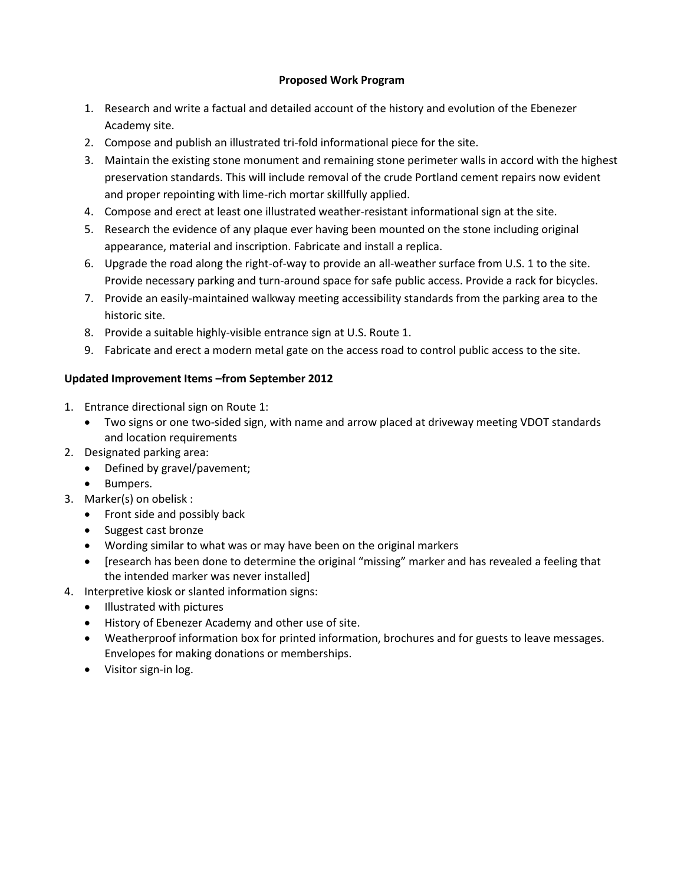**Proposed Work Program**

1. Research and write a factual and detailed account of the history and evolution of the Ebenezer Academy site.
2. Compose and publish an illustrated tri-fold informational piece for the site.
3. Maintain the existing stone monument and remaining stone perimeter walls in accord with the highest preservation standards. This will include removal of the crude Portland cement repairs now evident and proper repointing with lime-rich mortar skillfully applied.
4. Compose and erect at least one illustrated weather-resistant informational sign at the site.
5. Research the evidence of any plaque ever having been mounted on the stone including original appearance, material and inscription. Fabricate and install a replica.
6. Upgrade the road along the right-of-way to provide an all-weather surface from U.S. 1 to the site. Provide necessary parking and turn-around space for safe public access. Provide a rack for bicycles.
7. Provide an easily-maintained walkway meeting accessibility standards from the parking area to the historic site.
8. Provide a suitable highly-visible entrance sign at U.S. Route 1.
9. Fabricate and erect a modern metal gate on the access road to control public access to the site.

**Updated Improvement Items –from September 2012**

1. Entrance directional sign on Route 1:
   - Two signs or one two-sided sign, with name and arrow placed at driveway meeting VDOT standards and location requirements
2. Designated parking area:
   - Defined by gravel/pavement;
   - Bumpers.
3. Marker(s) on obelisk :
   - Front side and possibly back
   - Suggest cast bronze
   - Wording similar to what was or may have been on the original markers
   - [research has been done to determine the original "missing" marker and has revealed a feeling that the intended marker was never installed]
4. Interpretive kiosk or slanted information signs:
   - Illustrated with pictures
   - History of Ebenezer Academy and other use of site.
   - Weatherproof information box for printed information, brochures and for guests to leave messages. Envelopes for making donations or memberships.
   - Visitor sign-in log.